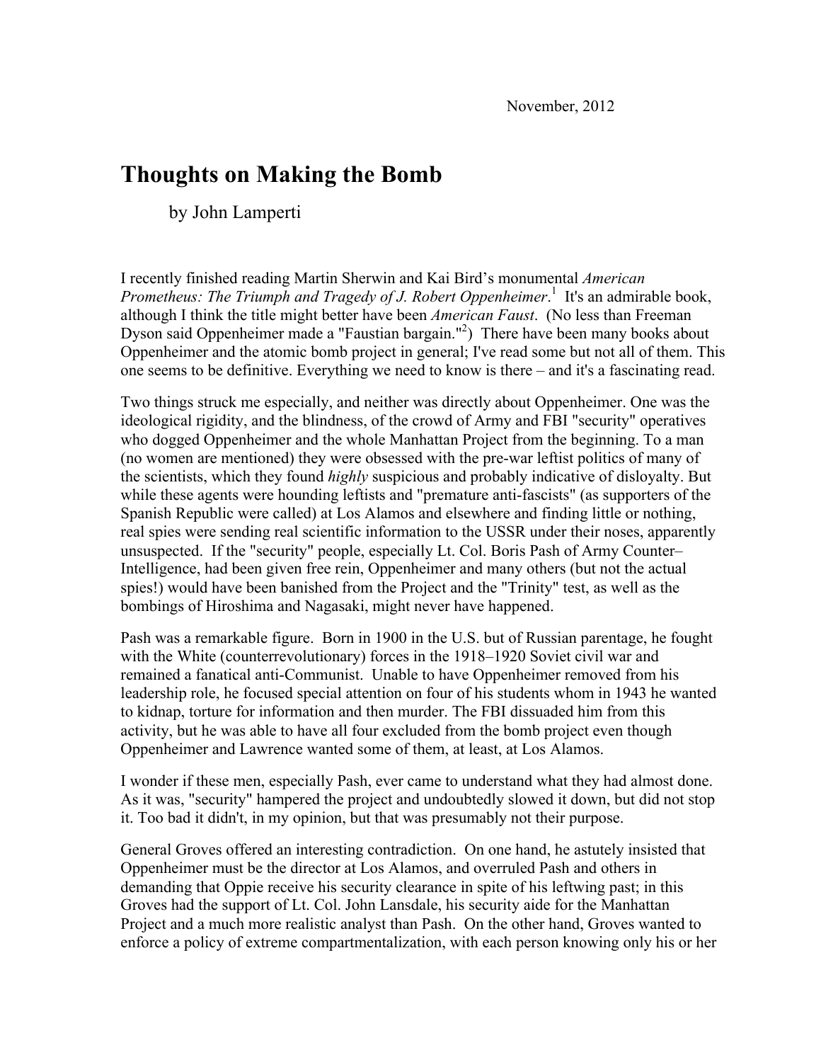November, 2012

# Thoughts on Making the Bomb

by John Lamperti

I recently finished reading Martin Sherwin and Kai Bird's monumental *American Prometheus: The Triumph and Tragedy of J. Robert Oppenheimer*.[1] It's an admirable book, although I think the title might better have been *American Faust*. (No less than Freeman Dyson said Oppenheimer made a "Faustian bargain."[2]) There have been many books about Oppenheimer and the atomic bomb project in general; I've read some but not all of them. This one seems to be definitive. Everything we need to know is there – and it's a fascinating read.

Two things struck me especially, and neither was directly about Oppenheimer. One was the ideological rigidity, and the blindness, of the crowd of Army and FBI "security" operatives who dogged Oppenheimer and the whole Manhattan Project from the beginning. To a man (no women are mentioned) they were obsessed with the pre-war leftist politics of many of the scientists, which they found *highly* suspicious and probably indicative of disloyalty. But while these agents were hounding leftists and "premature anti-fascists" (as supporters of the Spanish Republic were called) at Los Alamos and elsewhere and finding little or nothing, real spies were sending real scientific information to the USSR under their noses, apparently unsuspected. If the "security" people, especially Lt. Col. Boris Pash of Army Counter–Intelligence, had been given free rein, Oppenheimer and many others (but not the actual spies!) would have been banished from the Project and the "Trinity" test, as well as the bombings of Hiroshima and Nagasaki, might never have happened.

Pash was a remarkable figure. Born in 1900 in the U.S. but of Russian parentage, he fought with the White (counterrevolutionary) forces in the 1918–1920 Soviet civil war and remained a fanatical anti-Communist. Unable to have Oppenheimer removed from his leadership role, he focused special attention on four of his students whom in 1943 he wanted to kidnap, torture for information and then murder. The FBI dissuaded him from this activity, but he was able to have all four excluded from the bomb project even though Oppenheimer and Lawrence wanted some of them, at least, at Los Alamos.

I wonder if these men, especially Pash, ever came to understand what they had almost done. As it was, "security" hampered the project and undoubtedly slowed it down, but did not stop it. Too bad it didn't, in my opinion, but that was presumably not their purpose.

General Groves offered an interesting contradiction. On one hand, he astutely insisted that Oppenheimer must be the director at Los Alamos, and overruled Pash and others in demanding that Oppie receive his security clearance in spite of his leftwing past; in this Groves had the support of Lt. Col. John Lansdale, his security aide for the Manhattan Project and a much more realistic analyst than Pash. On the other hand, Groves wanted to enforce a policy of extreme compartmentalization, with each person knowing only his or her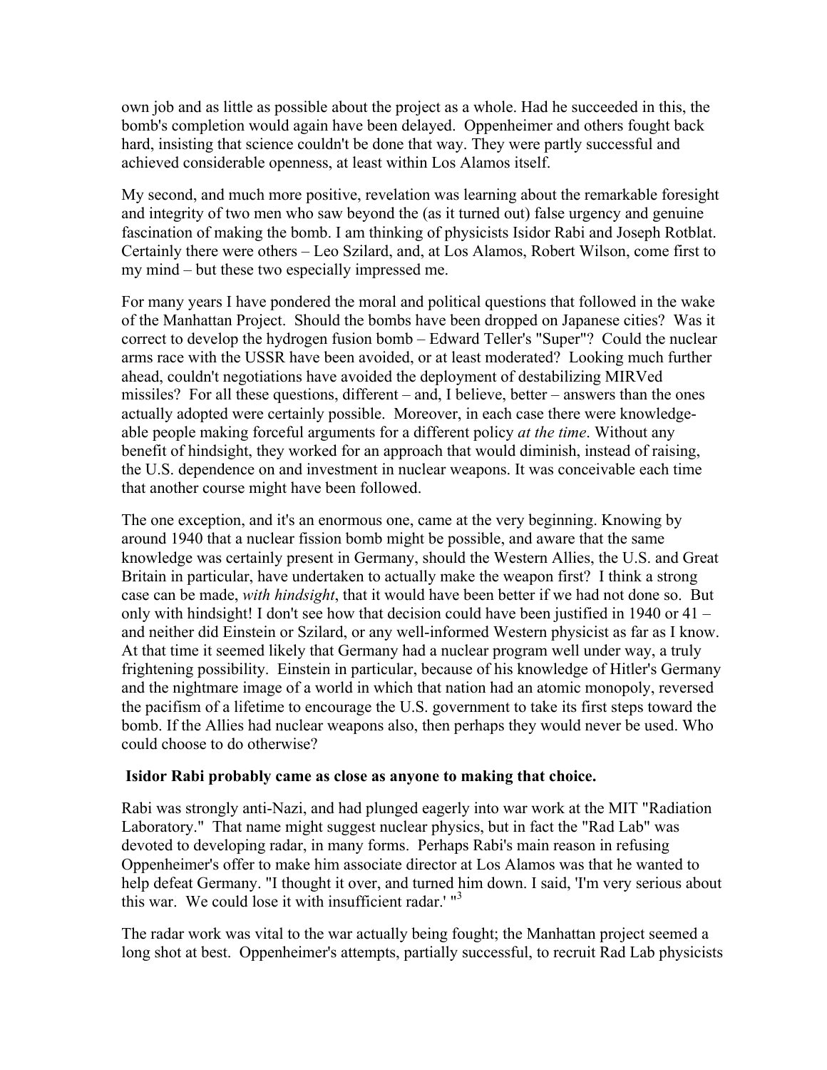own job and as little as possible about the project as a whole. Had he succeeded in this, the bomb's completion would again have been delayed. Oppenheimer and others fought back hard, insisting that science couldn't be done that way. They were partly successful and achieved considerable openness, at least within Los Alamos itself.

My second, and much more positive, revelation was learning about the remarkable foresight and integrity of two men who saw beyond the (as it turned out) false urgency and genuine fascination of making the bomb. I am thinking of physicists Isidor Rabi and Joseph Rotblat. Certainly there were others – Leo Szilard, and, at Los Alamos, Robert Wilson, come first to my mind – but these two especially impressed me.

For many years I have pondered the moral and political questions that followed in the wake of the Manhattan Project. Should the bombs have been dropped on Japanese cities? Was it correct to develop the hydrogen fusion bomb – Edward Teller's "Super"? Could the nuclear arms race with the USSR have been avoided, or at least moderated? Looking much further ahead, couldn't negotiations have avoided the deployment of destabilizing MIRVed missiles? For all these questions, different – and, I believe, better – answers than the ones actually adopted were certainly possible. Moreover, in each case there were knowledge-able people making forceful arguments for a different policy *at the time*. Without any benefit of hindsight, they worked for an approach that would diminish, instead of raising, the U.S. dependence on and investment in nuclear weapons. It was conceivable each time that another course might have been followed.

The one exception, and it's an enormous one, came at the very beginning. Knowing by around 1940 that a nuclear fission bomb might be possible, and aware that the same knowledge was certainly present in Germany, should the Western Allies, the U.S. and Great Britain in particular, have undertaken to actually make the weapon first? I think a strong case can be made, *with hindsight*, that it would have been better if we had not done so. But only with hindsight! I don't see how that decision could have been justified in 1940 or 41 – and neither did Einstein or Szilard, or any well-informed Western physicist as far as I know. At that time it seemed likely that Germany had a nuclear program well under way, a truly frightening possibility. Einstein in particular, because of his knowledge of Hitler's Germany and the nightmare image of a world in which that nation had an atomic monopoly, reversed the pacifism of a lifetime to encourage the U.S. government to take its first steps toward the bomb. If the Allies had nuclear weapons also, then perhaps they would never be used. Who could choose to do otherwise?

**Isidor Rabi probably came as close as anyone to making that choice.**

Rabi was strongly anti-Nazi, and had plunged eagerly into war work at the MIT "Radiation Laboratory." That name might suggest nuclear physics, but in fact the "Rad Lab" was devoted to developing radar, in many forms. Perhaps Rabi's main reason in refusing Oppenheimer's offer to make him associate director at Los Alamos was that he wanted to help defeat Germany. "I thought it over, and turned him down. I said, 'I'm very serious about this war. We could lose it with insufficient radar.' "[3]

The radar work was vital to the war actually being fought; the Manhattan project seemed a long shot at best. Oppenheimer's attempts, partially successful, to recruit Rad Lab physicists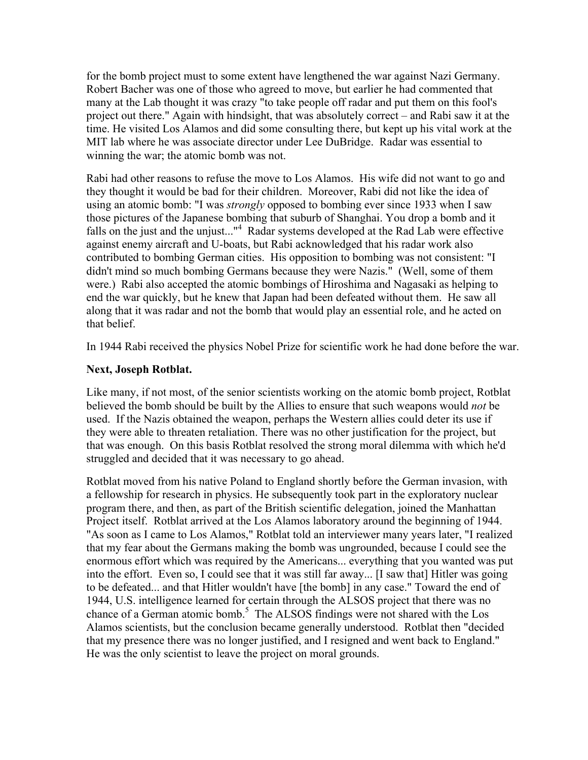for the bomb project must to some extent have lengthened the war against Nazi Germany. Robert Bacher was one of those who agreed to move, but earlier he had commented that many at the Lab thought it was crazy "to take people off radar and put them on this fool's project out there." Again with hindsight, that was absolutely correct – and Rabi saw it at the time. He visited Los Alamos and did some consulting there, but kept up his vital work at the MIT lab where he was associate director under Lee DuBridge. Radar was essential to winning the war; the atomic bomb was not.

Rabi had other reasons to refuse the move to Los Alamos. His wife did not want to go and they thought it would be bad for their children. Moreover, Rabi did not like the idea of using an atomic bomb: "I was *strongly* opposed to bombing ever since 1933 when I saw those pictures of the Japanese bombing that suburb of Shanghai. You drop a bomb and it falls on the just and the unjust..."[4] Radar systems developed at the Rad Lab were effective against enemy aircraft and U-boats, but Rabi acknowledged that his radar work also contributed to bombing German cities. His opposition to bombing was not consistent: "I didn't mind so much bombing Germans because they were Nazis." (Well, some of them were.) Rabi also accepted the atomic bombings of Hiroshima and Nagasaki as helping to end the war quickly, but he knew that Japan had been defeated without them. He saw all along that it was radar and not the bomb that would play an essential role, and he acted on that belief.

In 1944 Rabi received the physics Nobel Prize for scientific work he had done before the war.

**Next, Joseph Rotblat.**

Like many, if not most, of the senior scientists working on the atomic bomb project, Rotblat believed the bomb should be built by the Allies to ensure that such weapons would *not* be used. If the Nazis obtained the weapon, perhaps the Western allies could deter its use if they were able to threaten retaliation. There was no other justification for the project, but that was enough. On this basis Rotblat resolved the strong moral dilemma with which he'd struggled and decided that it was necessary to go ahead.

Rotblat moved from his native Poland to England shortly before the German invasion, with a fellowship for research in physics. He subsequently took part in the exploratory nuclear program there, and then, as part of the British scientific delegation, joined the Manhattan Project itself. Rotblat arrived at the Los Alamos laboratory around the beginning of 1944. "As soon as I came to Los Alamos," Rotblat told an interviewer many years later, "I realized that my fear about the Germans making the bomb was ungrounded, because I could see the enormous effort which was required by the Americans... everything that you wanted was put into the effort. Even so, I could see that it was still far away... [I saw that] Hitler was going to be defeated... and that Hitler wouldn't have [the bomb] in any case." Toward the end of 1944, U.S. intelligence learned for certain through the ALSOS project that there was no chance of a German atomic bomb.[5] The ALSOS findings were not shared with the Los Alamos scientists, but the conclusion became generally understood. Rotblat then "decided that my presence there was no longer justified, and I resigned and went back to England." He was the only scientist to leave the project on moral grounds.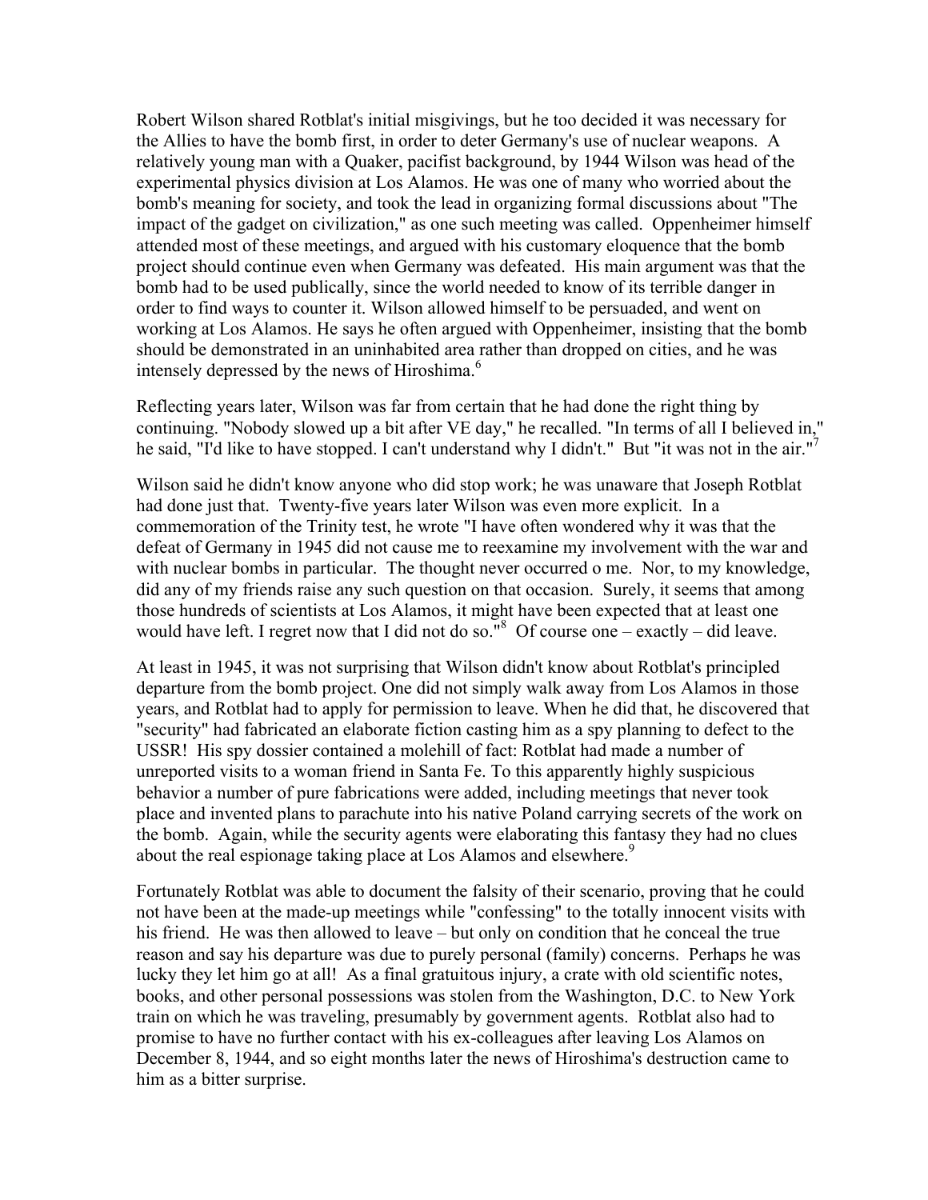Robert Wilson shared Rotblat's initial misgivings, but he too decided it was necessary for the Allies to have the bomb first, in order to deter Germany's use of nuclear weapons. A relatively young man with a Quaker, pacifist background, by 1944 Wilson was head of the experimental physics division at Los Alamos. He was one of many who worried about the bomb's meaning for society, and took the lead in organizing formal discussions about "The impact of the gadget on civilization," as one such meeting was called. Oppenheimer himself attended most of these meetings, and argued with his customary eloquence that the bomb project should continue even when Germany was defeated. His main argument was that the bomb had to be used publically, since the world needed to know of its terrible danger in order to find ways to counter it. Wilson allowed himself to be persuaded, and went on working at Los Alamos. He says he often argued with Oppenheimer, insisting that the bomb should be demonstrated in an uninhabited area rather than dropped on cities, and he was intensely depressed by the news of Hiroshima.[6]

Reflecting years later, Wilson was far from certain that he had done the right thing by continuing. "Nobody slowed up a bit after VE day," he recalled. "In terms of all I believed in," he said, "I'd like to have stopped. I can't understand why I didn't." But "it was not in the air."[7]

Wilson said he didn't know anyone who did stop work; he was unaware that Joseph Rotblat had done just that. Twenty-five years later Wilson was even more explicit. In a commemoration of the Trinity test, he wrote "I have often wondered why it was that the defeat of Germany in 1945 did not cause me to reexamine my involvement with the war and with nuclear bombs in particular. The thought never occurred o me. Nor, to my knowledge, did any of my friends raise any such question on that occasion. Surely, it seems that among those hundreds of scientists at Los Alamos, it might have been expected that at least one would have left. I regret now that I did not do so."[8] Of course one – exactly – did leave.

At least in 1945, it was not surprising that Wilson didn't know about Rotblat's principled departure from the bomb project. One did not simply walk away from Los Alamos in those years, and Rotblat had to apply for permission to leave. When he did that, he discovered that "security" had fabricated an elaborate fiction casting him as a spy planning to defect to the USSR! His spy dossier contained a molehill of fact: Rotblat had made a number of unreported visits to a woman friend in Santa Fe. To this apparently highly suspicious behavior a number of pure fabrications were added, including meetings that never took place and invented plans to parachute into his native Poland carrying secrets of the work on the bomb. Again, while the security agents were elaborating this fantasy they had no clues about the real espionage taking place at Los Alamos and elsewhere.[9]

Fortunately Rotblat was able to document the falsity of their scenario, proving that he could not have been at the made-up meetings while "confessing" to the totally innocent visits with his friend. He was then allowed to leave – but only on condition that he conceal the true reason and say his departure was due to purely personal (family) concerns. Perhaps he was lucky they let him go at all! As a final gratuitous injury, a crate with old scientific notes, books, and other personal possessions was stolen from the Washington, D.C. to New York train on which he was traveling, presumably by government agents. Rotblat also had to promise to have no further contact with his ex-colleagues after leaving Los Alamos on December 8, 1944, and so eight months later the news of Hiroshima's destruction came to him as a bitter surprise.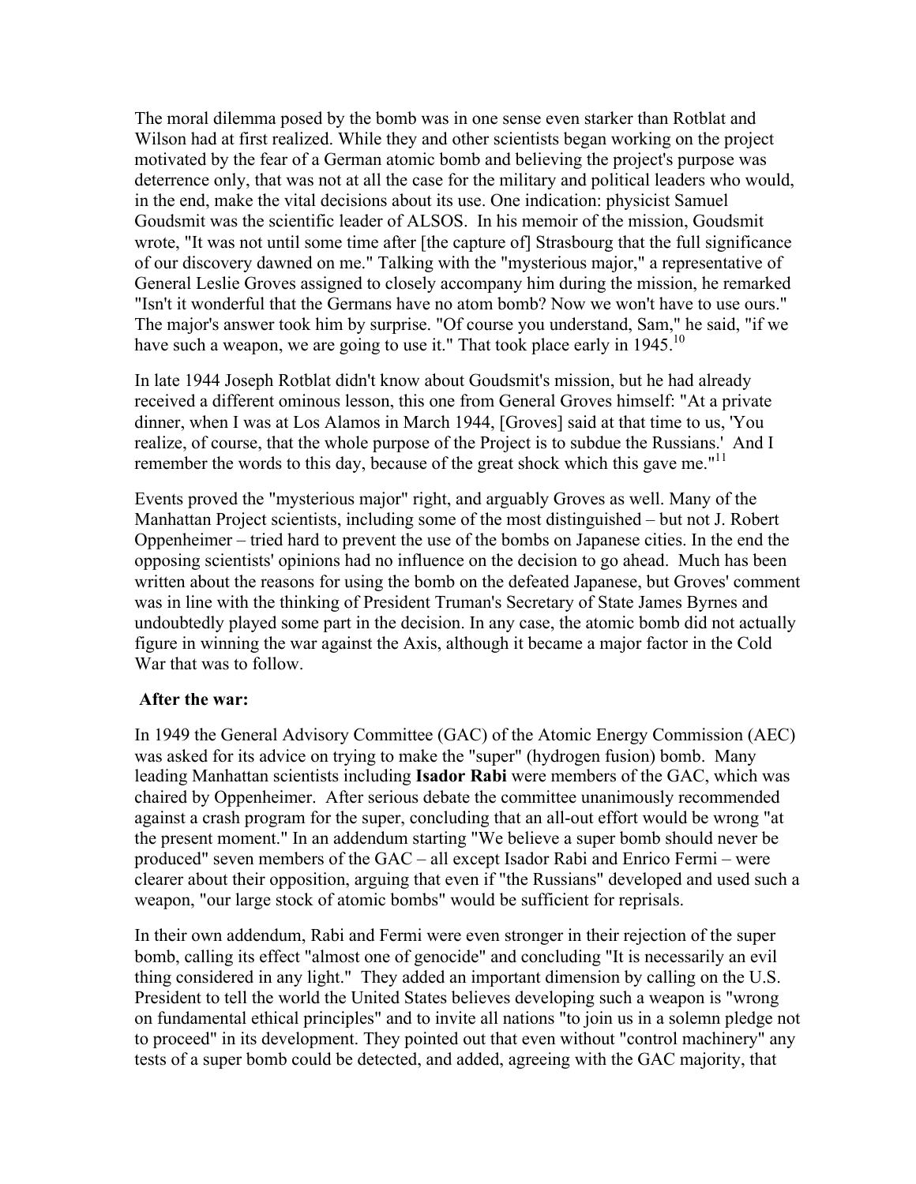The moral dilemma posed by the bomb was in one sense even starker than Rotblat and Wilson had at first realized. While they and other scientists began working on the project motivated by the fear of a German atomic bomb and believing the project's purpose was deterrence only, that was not at all the case for the military and political leaders who would, in the end, make the vital decisions about its use. One indication: physicist Samuel Goudsmit was the scientific leader of ALSOS. In his memoir of the mission, Goudsmit wrote, "It was not until some time after [the capture of] Strasbourg that the full significance of our discovery dawned on me." Talking with the "mysterious major," a representative of General Leslie Groves assigned to closely accompany him during the mission, he remarked "Isn't it wonderful that the Germans have no atom bomb? Now we won't have to use ours." The major's answer took him by surprise. "Of course you understand, Sam," he said, "if we have such a weapon, we are going to use it." That took place early in 1945.[10]

In late 1944 Joseph Rotblat didn't know about Goudsmit's mission, but he had already received a different ominous lesson, this one from General Groves himself: "At a private dinner, when I was at Los Alamos in March 1944, [Groves] said at that time to us, 'You realize, of course, that the whole purpose of the Project is to subdue the Russians.' And I remember the words to this day, because of the great shock which this gave me."[11]

Events proved the "mysterious major" right, and arguably Groves as well. Many of the Manhattan Project scientists, including some of the most distinguished – but not J. Robert Oppenheimer – tried hard to prevent the use of the bombs on Japanese cities. In the end the opposing scientists' opinions had no influence on the decision to go ahead. Much has been written about the reasons for using the bomb on the defeated Japanese, but Groves' comment was in line with the thinking of President Truman's Secretary of State James Byrnes and undoubtedly played some part in the decision. In any case, the atomic bomb did not actually figure in winning the war against the Axis, although it became a major factor in the Cold War that was to follow.

**After the war:**

In 1949 the General Advisory Committee (GAC) of the Atomic Energy Commission (AEC) was asked for its advice on trying to make the "super" (hydrogen fusion) bomb. Many leading Manhattan scientists including **Isador Rabi** were members of the GAC, which was chaired by Oppenheimer. After serious debate the committee unanimously recommended against a crash program for the super, concluding that an all-out effort would be wrong "at the present moment." In an addendum starting "We believe a super bomb should never be produced" seven members of the GAC – all except Isador Rabi and Enrico Fermi – were clearer about their opposition, arguing that even if "the Russians" developed and used such a weapon, "our large stock of atomic bombs" would be sufficient for reprisals.

In their own addendum, Rabi and Fermi were even stronger in their rejection of the super bomb, calling its effect "almost one of genocide" and concluding "It is necessarily an evil thing considered in any light." They added an important dimension by calling on the U.S. President to tell the world the United States believes developing such a weapon is "wrong on fundamental ethical principles" and to invite all nations "to join us in a solemn pledge not to proceed" in its development. They pointed out that even without "control machinery" any tests of a super bomb could be detected, and added, agreeing with the GAC majority, that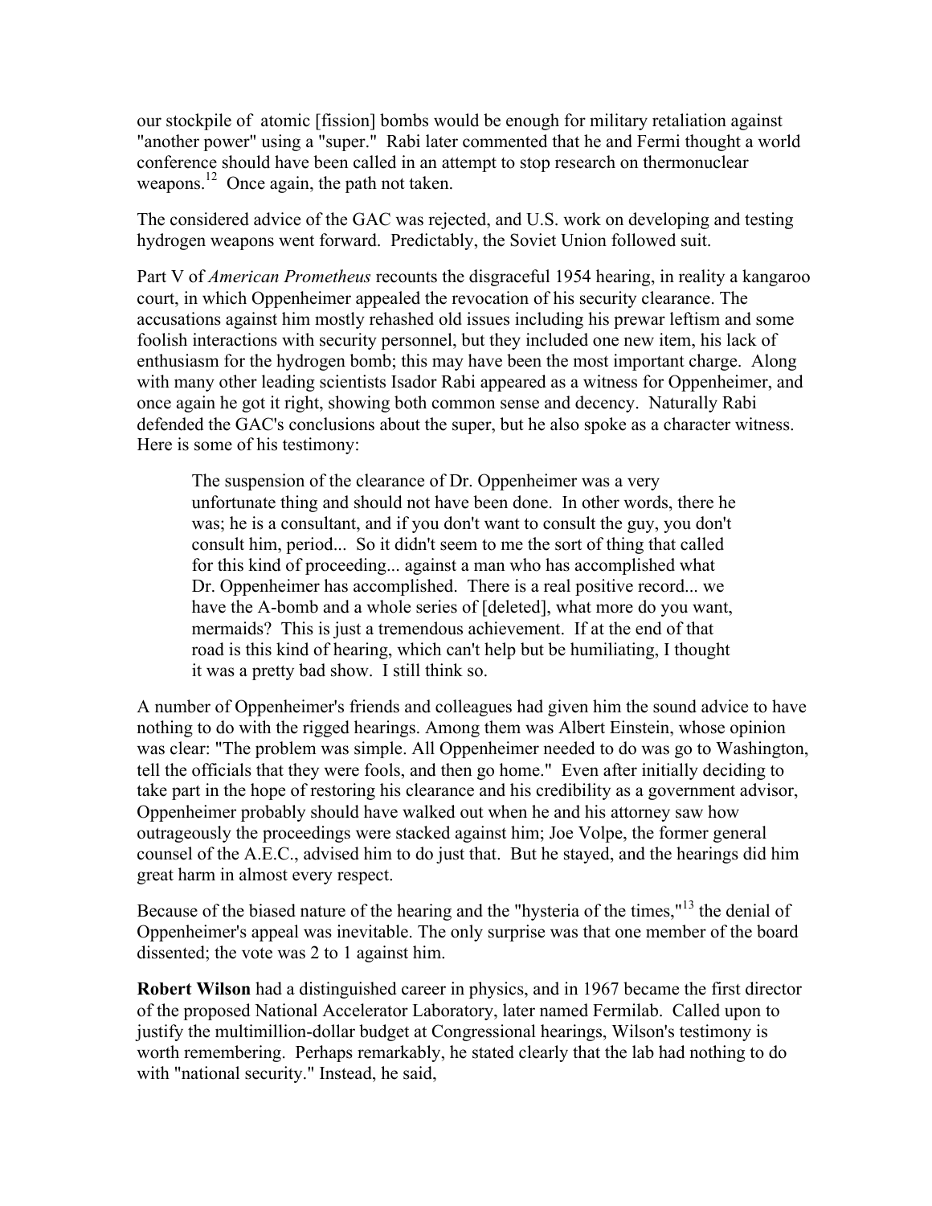our stockpile of atomic [fission] bombs would be enough for military retaliation against "another power" using a "super." Rabi later commented that he and Fermi thought a world conference should have been called in an attempt to stop research on thermonuclear weapons.[12] Once again, the path not taken.

The considered advice of the GAC was rejected, and U.S. work on developing and testing hydrogen weapons went forward. Predictably, the Soviet Union followed suit.

Part V of *American Prometheus* recounts the disgraceful 1954 hearing, in reality a kangaroo court, in which Oppenheimer appealed the revocation of his security clearance. The accusations against him mostly rehashed old issues including his prewar leftism and some foolish interactions with security personnel, but they included one new item, his lack of enthusiasm for the hydrogen bomb; this may have been the most important charge. Along with many other leading scientists Isador Rabi appeared as a witness for Oppenheimer, and once again he got it right, showing both common sense and decency. Naturally Rabi defended the GAC's conclusions about the super, but he also spoke as a character witness. Here is some of his testimony:

> The suspension of the clearance of Dr. Oppenheimer was a very unfortunate thing and should not have been done. In other words, there he was; he is a consultant, and if you don't want to consult the guy, you don't consult him, period... So it didn't seem to me the sort of thing that called for this kind of proceeding... against a man who has accomplished what Dr. Oppenheimer has accomplished. There is a real positive record... we have the A-bomb and a whole series of [deleted], what more do you want, mermaids? This is just a tremendous achievement. If at the end of that road is this kind of hearing, which can't help but be humiliating, I thought it was a pretty bad show. I still think so.

A number of Oppenheimer's friends and colleagues had given him the sound advice to have nothing to do with the rigged hearings. Among them was Albert Einstein, whose opinion was clear: "The problem was simple. All Oppenheimer needed to do was go to Washington, tell the officials that they were fools, and then go home." Even after initially deciding to take part in the hope of restoring his clearance and his credibility as a government advisor, Oppenheimer probably should have walked out when he and his attorney saw how outrageously the proceedings were stacked against him; Joe Volpe, the former general counsel of the A.E.C., advised him to do just that. But he stayed, and the hearings did him great harm in almost every respect.

Because of the biased nature of the hearing and the "hysteria of the times,"[13] the denial of Oppenheimer's appeal was inevitable. The only surprise was that one member of the board dissented; the vote was 2 to 1 against him.

**Robert Wilson** had a distinguished career in physics, and in 1967 became the first director of the proposed National Accelerator Laboratory, later named Fermilab. Called upon to justify the multimillion-dollar budget at Congressional hearings, Wilson's testimony is worth remembering. Perhaps remarkably, he stated clearly that the lab had nothing to do with "national security." Instead, he said,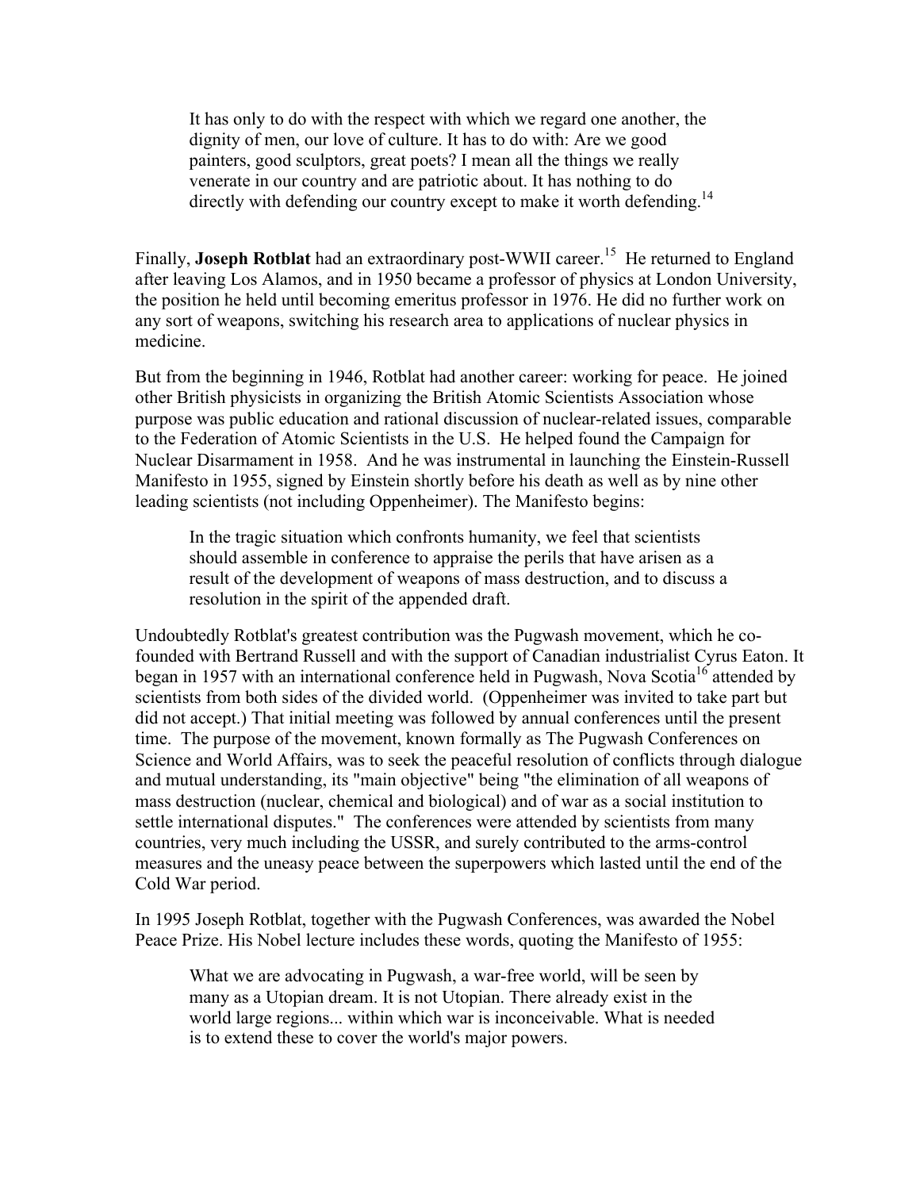> It has only to do with the respect with which we regard one another, the dignity of men, our love of culture. It has to do with: Are we good painters, good sculptors, great poets? I mean all the things we really venerate in our country and are patriotic about. It has nothing to do directly with defending our country except to make it worth defending.[14]

Finally, **Joseph Rotblat** had an extraordinary post-WWII career.[15] He returned to England after leaving Los Alamos, and in 1950 became a professor of physics at London University, the position he held until becoming emeritus professor in 1976. He did no further work on any sort of weapons, switching his research area to applications of nuclear physics in medicine.

But from the beginning in 1946, Rotblat had another career: working for peace. He joined other British physicists in organizing the British Atomic Scientists Association whose purpose was public education and rational discussion of nuclear-related issues, comparable to the Federation of Atomic Scientists in the U.S. He helped found the Campaign for Nuclear Disarmament in 1958. And he was instrumental in launching the Einstein-Russell Manifesto in 1955, signed by Einstein shortly before his death as well as by nine other leading scientists (not including Oppenheimer). The Manifesto begins:

> In the tragic situation which confronts humanity, we feel that scientists should assemble in conference to appraise the perils that have arisen as a result of the development of weapons of mass destruction, and to discuss a resolution in the spirit of the appended draft.

Undoubtedly Rotblat's greatest contribution was the Pugwash movement, which he co-founded with Bertrand Russell and with the support of Canadian industrialist Cyrus Eaton. It began in 1957 with an international conference held in Pugwash, Nova Scotia[16] attended by scientists from both sides of the divided world. (Oppenheimer was invited to take part but did not accept.) That initial meeting was followed by annual conferences until the present time. The purpose of the movement, known formally as The Pugwash Conferences on Science and World Affairs, was to seek the peaceful resolution of conflicts through dialogue and mutual understanding, its "main objective" being "the elimination of all weapons of mass destruction (nuclear, chemical and biological) and of war as a social institution to settle international disputes." The conferences were attended by scientists from many countries, very much including the USSR, and surely contributed to the arms-control measures and the uneasy peace between the superpowers which lasted until the end of the Cold War period.

In 1995 Joseph Rotblat, together with the Pugwash Conferences, was awarded the Nobel Peace Prize. His Nobel lecture includes these words, quoting the Manifesto of 1955:

> What we are advocating in Pugwash, a war-free world, will be seen by many as a Utopian dream. It is not Utopian. There already exist in the world large regions... within which war is inconceivable. What is needed is to extend these to cover the world's major powers.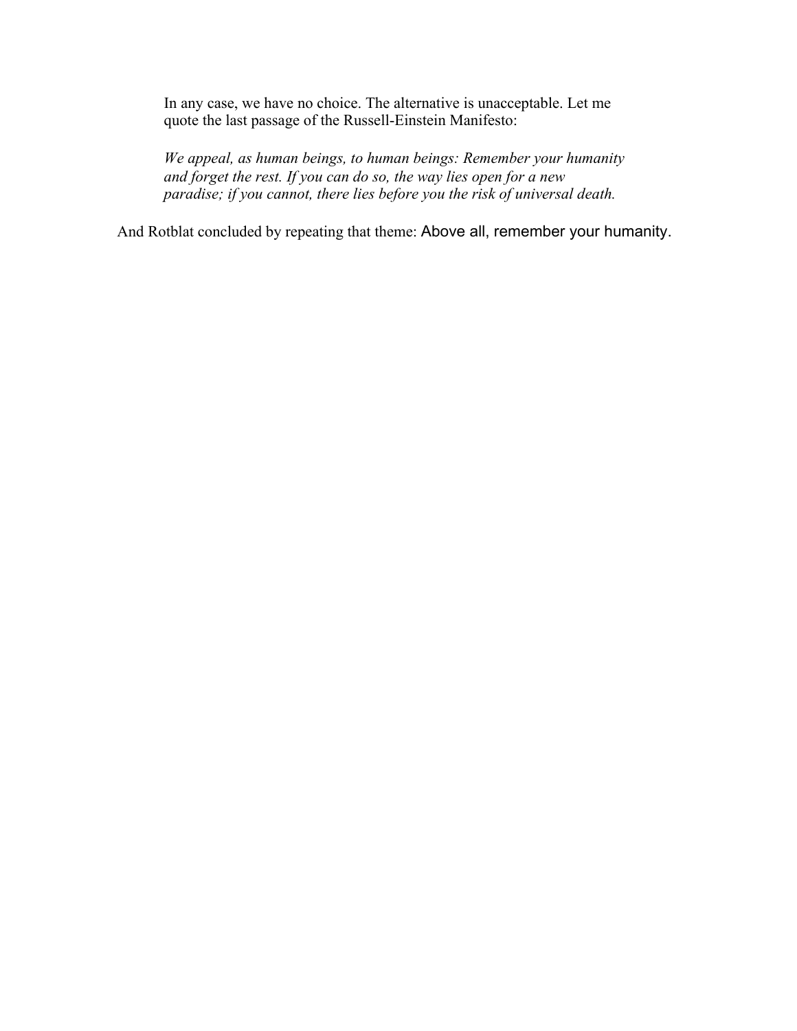> In any case, we have no choice. The alternative is unacceptable. Let me quote the last passage of the Russell-Einstein Manifesto:
>
> *We appeal, as human beings, to human beings: Remember your humanity and forget the rest. If you can do so, the way lies open for a new paradise; if you cannot, there lies before you the risk of universal death.*

And Rotblat concluded by repeating that theme: Above all, remember your humanity.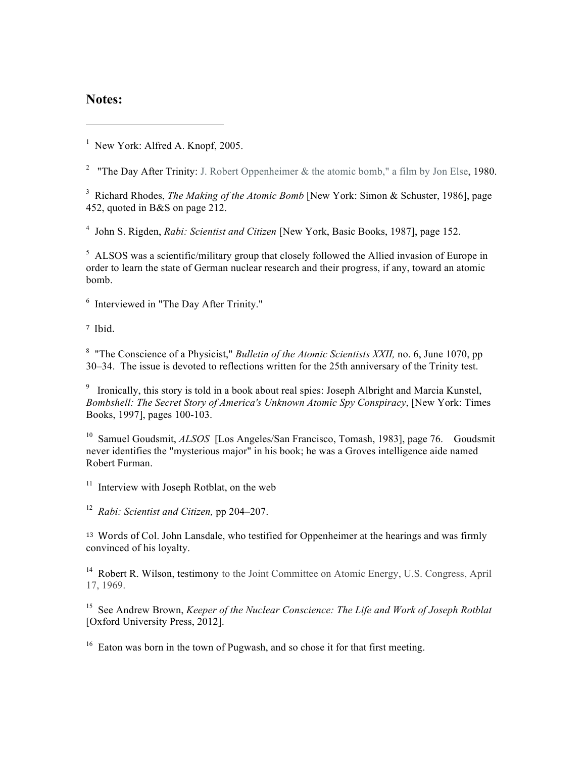**Notes:**

[1] New York: Alfred A. Knopf, 2005.

[2] "The Day After Trinity: J. Robert Oppenheimer & the atomic bomb," a film by Jon Else, 1980.

[3] Richard Rhodes, *The Making of the Atomic Bomb* [New York: Simon & Schuster, 1986], page 452, quoted in B&S on page 212.

[4] John S. Rigden, *Rabi: Scientist and Citizen* [New York, Basic Books, 1987], page 152.

[5] ALSOS was a scientific/military group that closely followed the Allied invasion of Europe in order to learn the state of German nuclear research and their progress, if any, toward an atomic bomb.

[6] Interviewed in "The Day After Trinity."

[7] Ibid.

[8] "The Conscience of a Physicist," *Bulletin of the Atomic Scientists XXII,* no. 6, June 1070, pp 30–34. The issue is devoted to reflections written for the 25th anniversary of the Trinity test.

[9] Ironically, this story is told in a book about real spies: Joseph Albright and Marcia Kunstel, *Bombshell: The Secret Story of America's Unknown Atomic Spy Conspiracy*, [New York: Times Books, 1997], pages 100-103.

[10] Samuel Goudsmit, *ALSOS* [Los Angeles/San Francisco, Tomash, 1983], page 76. Goudsmit never identifies the "mysterious major" in his book; he was a Groves intelligence aide named Robert Furman.

[11] Interview with Joseph Rotblat, on the web

[12] *Rabi: Scientist and Citizen,* pp 204–207.

[13] Words of Col. John Lansdale, who testified for Oppenheimer at the hearings and was firmly convinced of his loyalty.

[14] Robert R. Wilson, testimony to the Joint Committee on Atomic Energy, U.S. Congress, April 17, 1969.

[15] See Andrew Brown, *Keeper of the Nuclear Conscience: The Life and Work of Joseph Rotblat* [Oxford University Press, 2012].

[16] Eaton was born in the town of Pugwash, and so chose it for that first meeting.